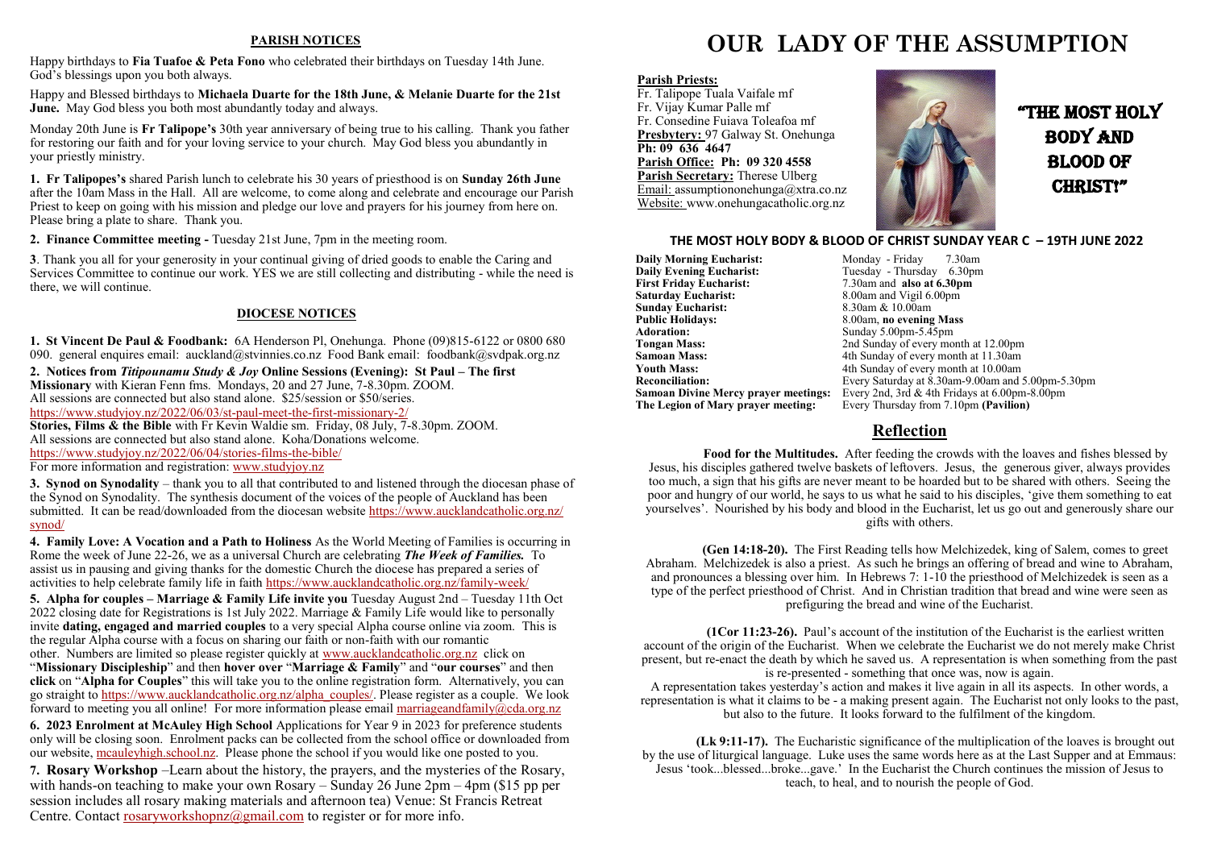## PARISH NOTICES

Happy birthdays to **Fia Tuafoe & Peta Fono** who celebrated their birthdays on Tuesday 14th June. God's blessings upon you both always.

Happy and Blessed birthdays to **Michaela Duarte for the 18th June, & Melanie Duarte for the 21st June.** May God bless you both most abundantly today and always.

Monday 20th June is **Fr Talipope's** 30th year anniversary of being true to his calling. Thank you father for restoring our faith and for your loving service to your church. May God bless you abundantly in your priestly ministry.

**1. Fr Talipopes's** shared Parish lunch to celebrate his 30 years of priesthood is on **Sunday 26th June** after the 10am Mass in the Hall. All are welcome, to come along and celebrate and encourage our Parish Priest to keep on going with his mission and pledge our love and prayers for his journey from here on. Please bring a plate to share. Thank you.

**2. Finance Committee meeting -** Tuesday 21st June, 7pm in the meeting room.

**3**. Thank you all for your generosity in your continual giving of dried goods to enable the Caring and Services Committee to continue our work. YES we are still collecting and distributing - while the need is there, we will continue.

## DIOCESE NOTICES

**1. St Vincent De Paul & Foodbank:** 6A Henderson Pl, Onehunga. Phone (09)815-6122 or 0800 680 090. general enquires email: auckland@stvinnies.co.nz Food Bank email: foodbank@svdpak.org.nz

**2. Notices from *Titipounamu Study & Joy* Online Sessions (Evening): St Paul – The first Missionary** with Kieran Fenn fms. Mondays, 20 and 27 June, 7-8.30pm. ZOOM. All sessions are connected but also stand alone. $25/session or $50/series.
https://www.studyjoy.nz/2022/06/03/st-paul-meet-the-first-missionary-2/
**Stories, Films & the Bible** with Fr Kevin Waldie sm. Friday, 08 July, 7-8.30pm. ZOOM. All sessions are connected but also stand alone. Koha/Donations welcome.
https://www.studyjoy.nz/2022/06/04/stories-films-the-bible/
For more information and registration: www.studyjoy.nz

**3. Synod on Synodality** – thank you to all that contributed to and listened through the diocesan phase of the Synod on Synodality. The synthesis document of the voices of the people of Auckland has been submitted. It can be read/downloaded from the diocesan website https://www.aucklandcatholic.org.nz/synod/

**4. Family Love: A Vocation and a Path to Holiness** As the World Meeting of Families is occurring in Rome the week of June 22-26, we as a universal Church are celebrating ***The Week of Families.*** To assist us in pausing and giving thanks for the domestic Church the diocese has prepared a series of activities to help celebrate family life in faith https://www.aucklandcatholic.org.nz/family-week/

**5. Alpha for couples – Marriage & Family Life invite you** Tuesday August 2nd – Tuesday 11th Oct 2022 closing date for Registrations is 1st July 2022. Marriage & Family Life would like to personally invite **dating, engaged and married couples** to a very special Alpha course online via zoom. This is the regular Alpha course with a focus on sharing our faith or non-faith with our romantic other. Numbers are limited so please register quickly at www.aucklandcatholic.org.nz click on "**Missionary Discipleship**" and then **hover over** "**Marriage & Family**" and "**our courses**" and then **click** on "**Alpha for Couples**" this will take you to the online registration form. Alternatively, you can go straight to https://www.aucklandcatholic.org.nz/alpha_couples/. Please register as a couple. We look forward to meeting you all online! For more information please email marriageandfamily@cda.org.nz

**6. 2023 Enrolment at McAuley High School** Applications for Year 9 in 2023 for preference students only will be closing soon. Enrolment packs can be collected from the school office or downloaded from our website, mcauleyhigh.school.nz. Please phone the school if you would like one posted to you.

**7. Rosary Workshop** –Learn about the history, the prayers, and the mysteries of the Rosary, with hands-on teaching to make your own Rosary – Sunday 26 June 2pm – 4pm ($15 pp per session includes all rosary making materials and afternoon tea) Venue: St Francis Retreat Centre. Contact rosaryworkshopnz@gmail.com to register or for more info.

# OUR LADY OF THE ASSUMPTION

**Parish Priests:**
Fr. Talipope Tuala Vaifale mf
Fr. Vijay Kumar Palle mf
Fr. Consedine Fuiava Toleafoa mf
**Presbytery:** 97 Galway St. Onehunga
**Ph: 09 636 4647**
**Parish Office: Ph: 09 320 4558**
**Parish Secretary:** Therese Ulberg
Email: assumptiononehunga@xtra.co.nz
Website: www.onehungacatholic.org.nz

## "THE MOST HOLY BODY AND BLOOD OF CHRIST!"

### THE MOST HOLY BODY & BLOOD OF CHRIST SUNDAY YEAR C – 19TH JUNE 2022

| | |
|---|---|
| **Daily Morning Eucharist:** | Monday - Friday 7.30am |
| **Daily Evening Eucharist:** | Tuesday - Thursday 6.30pm |
| **First Friday Eucharist:** | 7.30am and **also at 6.30pm** |
| **Saturday Eucharist:** | 8.00am and Vigil 6.00pm |
| **Sunday Eucharist:** | 8.30am & 10.00am |
| **Public Holidays:** | 8.00am, **no evening Mass** |
| **Adoration:** | Sunday 5.00pm-5.45pm |
| **Tongan Mass:** | 2nd Sunday of every month at 12.00pm |
| **Samoan Mass:** | 4th Sunday of every month at 11.30am |
| **Youth Mass:** | 4th Sunday of every month at 10.00am |
| **Reconciliation:** | Every Saturday at 8.30am-9.00am and 5.00pm-5.30pm |
| **Samoan Divine Mercy prayer meetings:** | Every 2nd, 3rd & 4th Fridays at 6.00pm-8.00pm |
| **The Legion of Mary prayer meeting:** | Every Thursday from 7.10pm **(Pavilion)** |

## Reflection

**Food for the Multitudes.** After feeding the crowds with the loaves and fishes blessed by Jesus, his disciples gathered twelve baskets of leftovers. Jesus, the generous giver, always provides too much, a sign that his gifts are never meant to be hoarded but to be shared with others. Seeing the poor and hungry of our world, he says to us what he said to his disciples, 'give them something to eat yourselves'. Nourished by his body and blood in the Eucharist, let us go out and generously share our gifts with others.

**(Gen 14:18-20).** The First Reading tells how Melchizedek, king of Salem, comes to greet Abraham. Melchizedek is also a priest. As such he brings an offering of bread and wine to Abraham, and pronounces a blessing over him. In Hebrews 7: 1-10 the priesthood of Melchizedek is seen as a type of the perfect priesthood of Christ. And in Christian tradition that bread and wine were seen as prefiguring the bread and wine of the Eucharist.

**(1Cor 11:23-26).** Paul's account of the institution of the Eucharist is the earliest written account of the origin of the Eucharist. When we celebrate the Eucharist we do not merely make Christ present, but re-enact the death by which he saved us. A representation is when something from the past is re-presented - something that once was, now is again.
A representation takes yesterday's action and makes it live again in all its aspects. In other words, a representation is what it claims to be - a making present again. The Eucharist not only looks to the past, but also to the future. It looks forward to the fulfilment of the kingdom.

**(Lk 9:11-17).** The Eucharistic significance of the multiplication of the loaves is brought out by the use of liturgical language. Luke uses the same words here as at the Last Supper and at Emmaus: Jesus 'took...blessed...broke...gave.' In the Eucharist the Church continues the mission of Jesus to teach, to heal, and to nourish the people of God.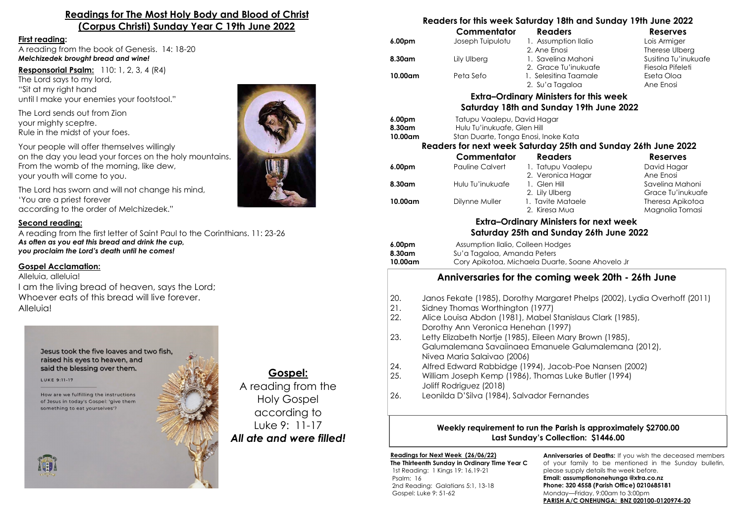## Readings for The Most Holy Body and Blood of Christ (Corpus Christi) Sunday Year C 19th June 2022

**First reading:**

A reading from the book of Genesis. 14: 18-20

***Melchizedek brought bread and wine!***

**Responsorial Psalm:** 110: 1, 2, 3, 4 (R4)

The Lord says to my lord,
"Sit at my right hand
until I make your enemies your footstool."

The Lord sends out from Zion
your mighty sceptre.
Rule in the midst of your foes.

Your people will offer themselves willingly
on the day you lead your forces on the holy mountains.
From the womb of the morning, like dew,
your youth will come to you.

The Lord has sworn and will not change his mind,
'You are a priest forever
according to the order of Melchizedek."

**Second reading:**

A reading from the first letter of Saint Paul to the Corinthians. 11: 23-26

***As often as you eat this bread and drink the cup, you proclaim the Lord's death until he comes!***

**Gospel Acclamation:**

Alleluia, alleluia!
I am the living bread of heaven, says the Lord;
Whoever eats of this bread will live forever.
Alleluia!

Jesus took the five loaves and two fish, raised his eyes to heaven, and said the blessing over them.

LUKE 9:11-17

How are we fulfilling the instructions of Jesus in today's Gospel: 'give them something to eat yourselves'?

**Gospel:**

A reading from the Holy Gospel according to Luke 9: 11-17

***All ate and were filled!***

### Readers for this week Saturday 18th and Sunday 19th June 2022

| | Commentator | Readers | Reserves |
|---|---|---|---|
| 6.00pm | Joseph Tuipulotu | 1. Assumption Ilalio<br>2. Ane Enosi | Lois Armiger<br>Therese Ulberg |
| 8.30am | Lily Ulberg | 1. Savelina Mahoni<br>2. Grace Tu'inukuafe | Susitina Tu'inukuafe<br>Fiesola Pifeleti |
| 10.00am | Peta Sefo | 1. Selesitina Taamale<br>2. Su'a Tagaloa | Eseta Oloa<br>Ane Enosi |

### Extra–Ordinary Ministers for this week Saturday 18th and Sunday 19th June 2022

| | |
|---|---|
| 6.00pm | Tatupu Vaalepu, David Hagar |
| 8.30am | Hulu Tu'inukuafe, Glen Hill |
| 10.00am | Stan Duarte, Tonga Enosi, Inoke Kata |

### Readers for next week Saturday 25th and Sunday 26th June 2022

| | Commentator | Readers | Reserves |
|---|---|---|---|
| 6.00pm | Pauline Calvert | 1. Tatupu Vaalepu<br>2. Veronica Hagar | David Hagar<br>Ane Enosi |
| 8.30am | Hulu Tu'inukuafe | 1. Glen Hill<br>2. Lily Ulberg | Savelina Mahoni<br>Grace Tu'inukuafe |
| 10.00am | Dilynne Muller | 1. Tavite Mataele<br>2. Kiresa Mua | Theresa Apikotoa<br>Magnolia Tomasi |

### Extra–Ordinary Ministers for next week Saturday 25th and Sunday 26th June 2022

| | |
|---|---|
| 6.00pm | Assumption Ilalio, Colleen Hodges |
| 8.30am | Su'a Tagaloa, Amanda Peters |
| 10.00am | Cory Apikotoa, Michaela Duarte, Soane Ahovelo Jr |

### Anniversaries for the coming week 20th - 26th June

20. Janos Fekate (1985), Dorothy Margaret Phelps (2002), Lydia Overhoff (2011)
21. Sidney Thomas Worthington (1977)
22. Alice Louisa Abdon (1981), Mabel Stanislaus Clark (1985), Dorothy Ann Veronica Henehan (1997)
23. Letty Elizabeth Nortje (1985), Eileen Mary Brown (1985), Galumalemana Savaiinaea Emanuele Galumalemana (2012), Nivea Maria Salaivao (2006)
24. Alfred Edward Rabbidge (1994), Jacob-Poe Nansen (2002)
25. William Joseph Kemp (1986), Thomas Luke Butler (1994) Joliff Rodriguez (2018)
26. Leonilda D'Silva (1984), Salvador Fernandes

**Weekly requirement to run the Parish is approximately $2700.00**
**Last Sunday's Collection: $1446.00**

**Readings for Next Week (26/06/22)**
**The Thirteenth Sunday in Ordinary Time Year C**
1st Reading: 1 Kings 19: 16,19-21
Psalm: 16
2nd Reading: Galatians 5:1, 13-18
Gospel: Luke 9: 51-62

**Anniversaries of Deaths:** If you wish the deceased members of your family to be mentioned in the Sunday bulletin, please supply details the week before.
**Email: assumptiononehunga @xtra.co.nz**
**Phone: 320 4558 (Parish Office) 0210685181**
Monday—Friday, 9:00am to 3:00pm
**PARISH A/C ONEHUNGA: BNZ 020100-0120974-20**